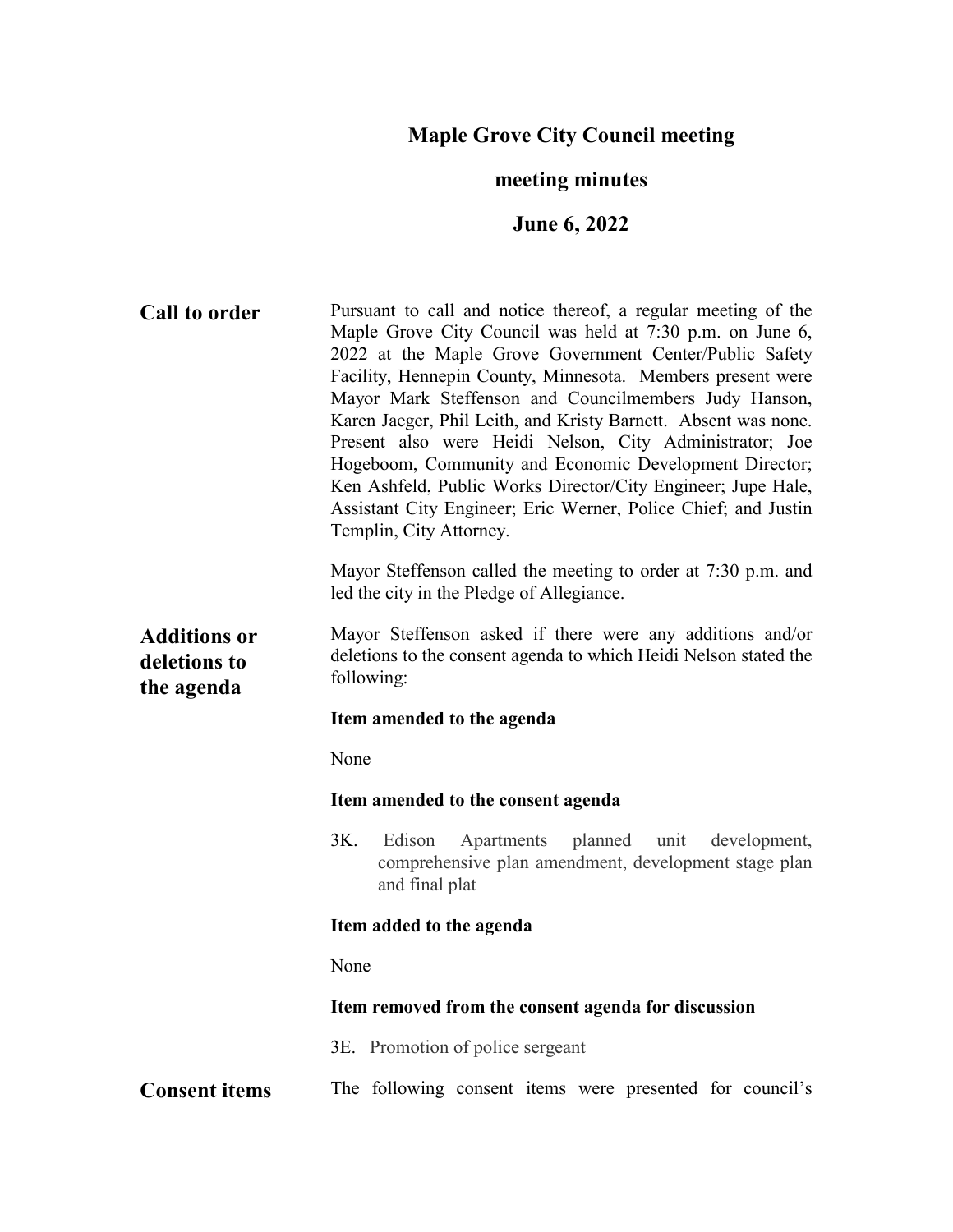# Maple Grove City Council meeting

## meeting minutes

## June 6, 2022

**Call to order**

Pursuant to call and notice thereof, a regular meeting of the Maple Grove City Council was held at 7:30 p.m. on June 6, 2022 at the Maple Grove Government Center/Public Safety Facility, Hennepin County, Minnesota. Members present were Mayor Mark Steffenson and Councilmembers Judy Hanson, Karen Jaeger, Phil Leith, and Kristy Barnett. Absent was none. Present also were Heidi Nelson, City Administrator; Joe Hogeboom, Community and Economic Development Director; Ken Ashfeld, Public Works Director/City Engineer; Jupe Hale, Assistant City Engineer; Eric Werner, Police Chief; and Justin Templin, City Attorney.

Mayor Steffenson called the meeting to order at 7:30 p.m. and led the city in the Pledge of Allegiance.

**Additions or deletions to the agenda**

Mayor Steffenson asked if there were any additions and/or deletions to the consent agenda to which Heidi Nelson stated the following:

**Item amended to the agenda**

None

**Item amended to the consent agenda**

3K. Edison Apartments planned unit development, comprehensive plan amendment, development stage plan and final plat

**Item added to the agenda**

None

**Item removed from the consent agenda for discussion**

3E. Promotion of police sergeant

**Consent items**

The following consent items were presented for council's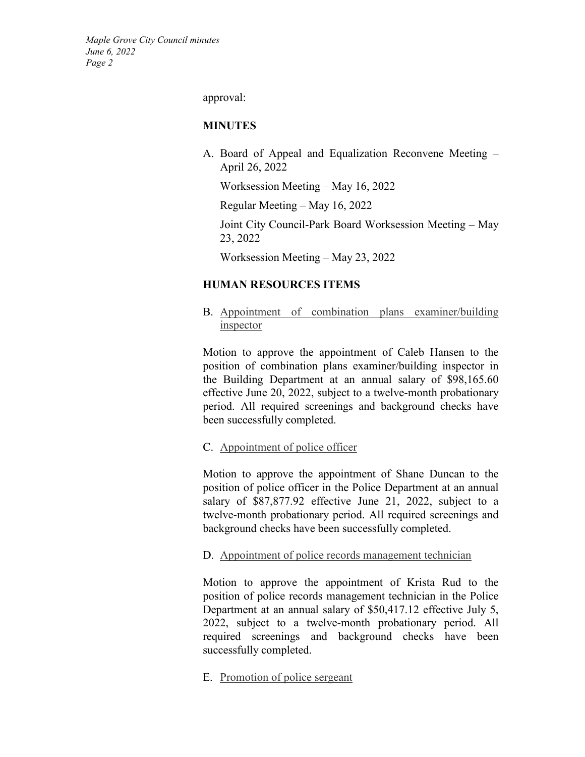approval:

**MINUTES**

A. Board of Appeal and Equalization Reconvene Meeting – April 26, 2022

   Worksession Meeting – May 16, 2022

   Regular Meeting – May 16, 2022

   Joint City Council-Park Board Worksession Meeting – May 23, 2022

   Worksession Meeting – May 23, 2022

**HUMAN RESOURCES ITEMS**

B. Appointment of combination plans examiner/building inspector

Motion to approve the appointment of Caleb Hansen to the position of combination plans examiner/building inspector in the Building Department at an annual salary of $98,165.60 effective June 20, 2022, subject to a twelve-month probationary period. All required screenings and background checks have been successfully completed.

C. Appointment of police officer

Motion to approve the appointment of Shane Duncan to the position of police officer in the Police Department at an annual salary of $87,877.92 effective June 21, 2022, subject to a twelve-month probationary period. All required screenings and background checks have been successfully completed.

D. Appointment of police records management technician

Motion to approve the appointment of Krista Rud to the position of police records management technician in the Police Department at an annual salary of $50,417.12 effective July 5, 2022, subject to a twelve-month probationary period. All required screenings and background checks have been successfully completed.

E. Promotion of police sergeant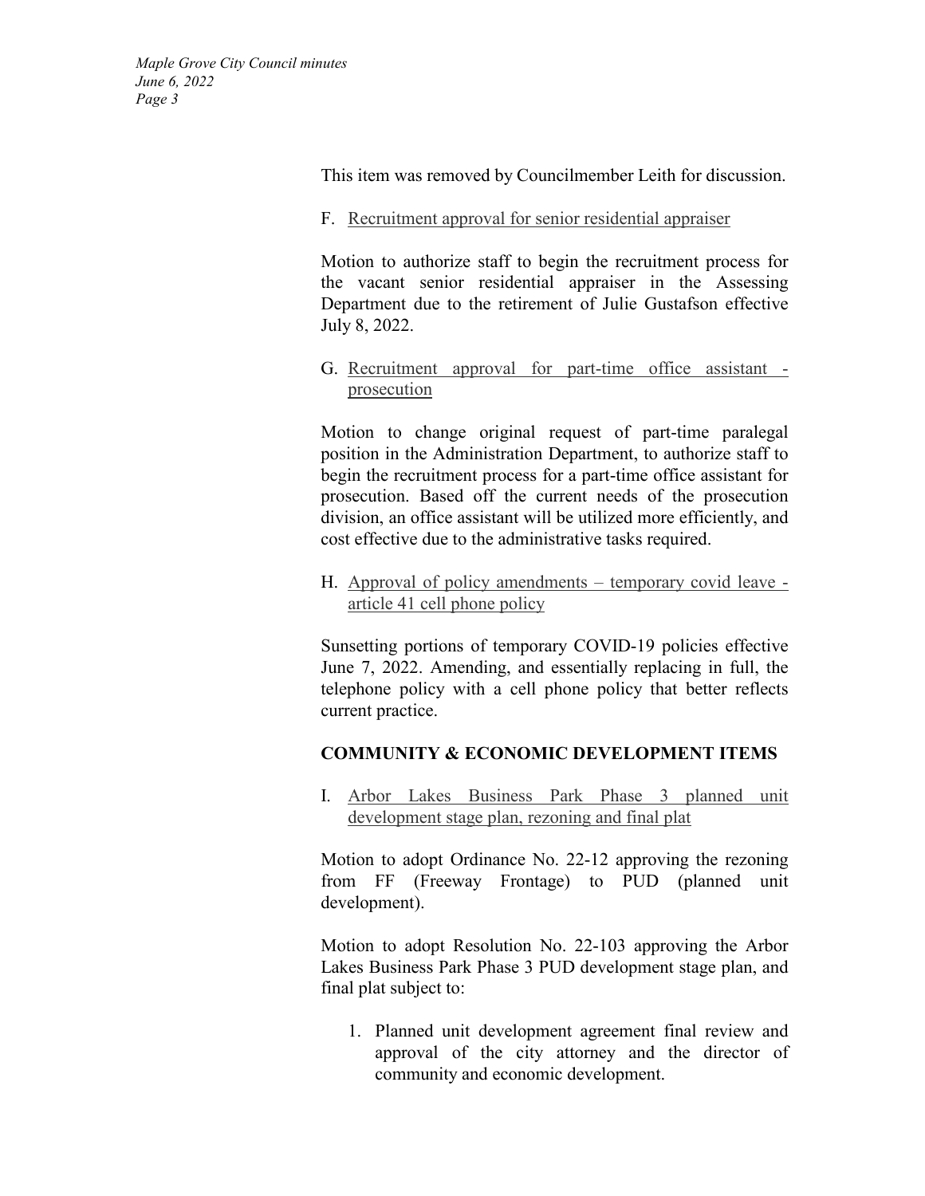This item was removed by Councilmember Leith for discussion.

F. Recruitment approval for senior residential appraiser

Motion to authorize staff to begin the recruitment process for the vacant senior residential appraiser in the Assessing Department due to the retirement of Julie Gustafson effective July 8, 2022.

G. Recruitment approval for part-time office assistant - prosecution

Motion to change original request of part-time paralegal position in the Administration Department, to authorize staff to begin the recruitment process for a part-time office assistant for prosecution. Based off the current needs of the prosecution division, an office assistant will be utilized more efficiently, and cost effective due to the administrative tasks required.

H. Approval of policy amendments – temporary covid leave - article 41 cell phone policy

Sunsetting portions of temporary COVID-19 policies effective June 7, 2022. Amending, and essentially replacing in full, the telephone policy with a cell phone policy that better reflects current practice.

**COMMUNITY & ECONOMIC DEVELOPMENT ITEMS**

I. Arbor Lakes Business Park Phase 3 planned unit development stage plan, rezoning and final plat

Motion to adopt Ordinance No. 22-12 approving the rezoning from FF (Freeway Frontage) to PUD (planned unit development).

Motion to adopt Resolution No. 22-103 approving the Arbor Lakes Business Park Phase 3 PUD development stage plan, and final plat subject to:

1. Planned unit development agreement final review and approval of the city attorney and the director of community and economic development.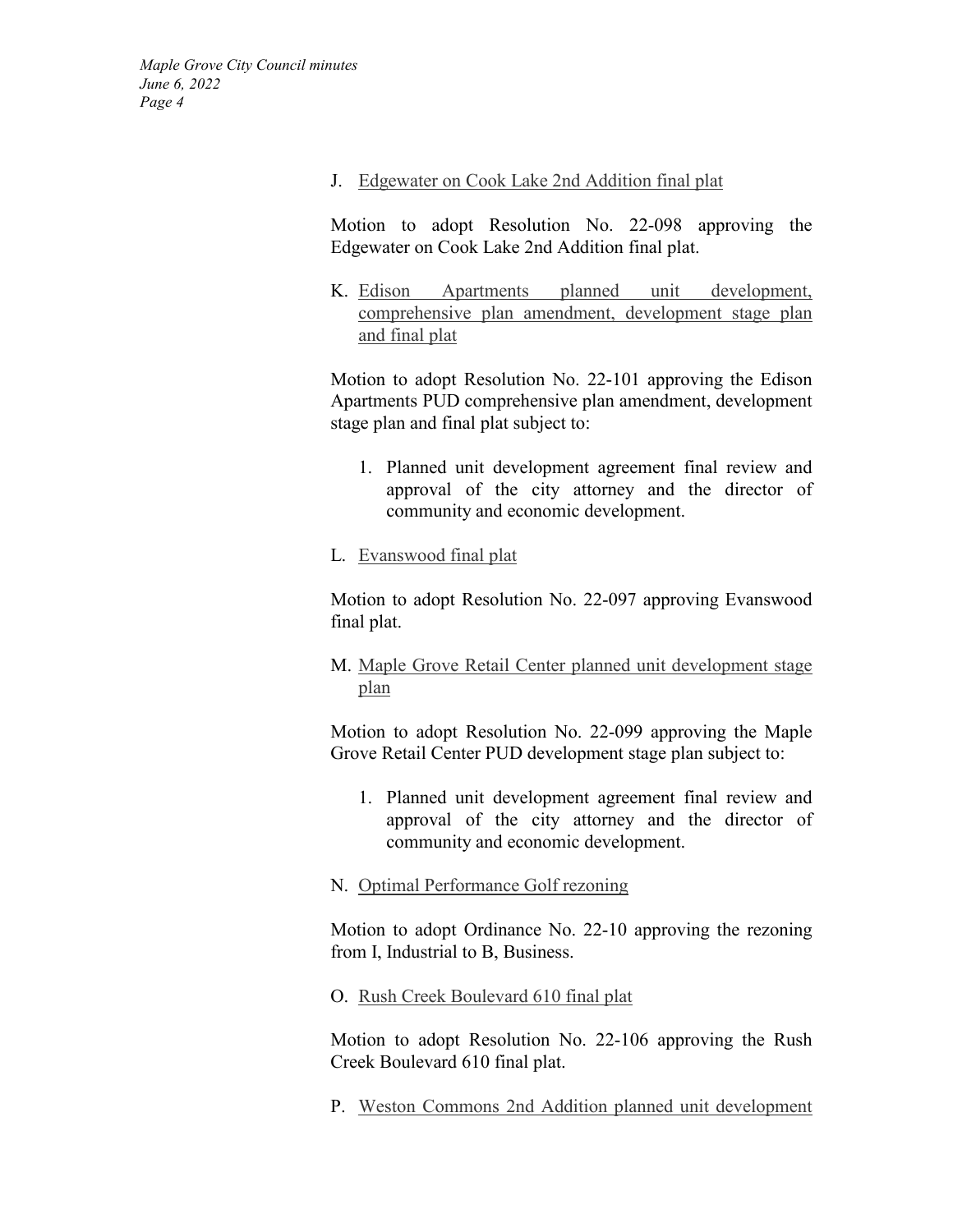J. Edgewater on Cook Lake 2nd Addition final plat

Motion to adopt Resolution No. 22-098 approving the Edgewater on Cook Lake 2nd Addition final plat.

K. Edison Apartments planned unit development, comprehensive plan amendment, development stage plan and final plat

Motion to adopt Resolution No. 22-101 approving the Edison Apartments PUD comprehensive plan amendment, development stage plan and final plat subject to:

1. Planned unit development agreement final review and approval of the city attorney and the director of community and economic development.

L. Evanswood final plat

Motion to adopt Resolution No. 22-097 approving Evanswood final plat.

M. Maple Grove Retail Center planned unit development stage plan

Motion to adopt Resolution No. 22-099 approving the Maple Grove Retail Center PUD development stage plan subject to:

1. Planned unit development agreement final review and approval of the city attorney and the director of community and economic development.

N. Optimal Performance Golf rezoning

Motion to adopt Ordinance No. 22-10 approving the rezoning from I, Industrial to B, Business.

O. Rush Creek Boulevard 610 final plat

Motion to adopt Resolution No. 22-106 approving the Rush Creek Boulevard 610 final plat.

P. Weston Commons 2nd Addition planned unit development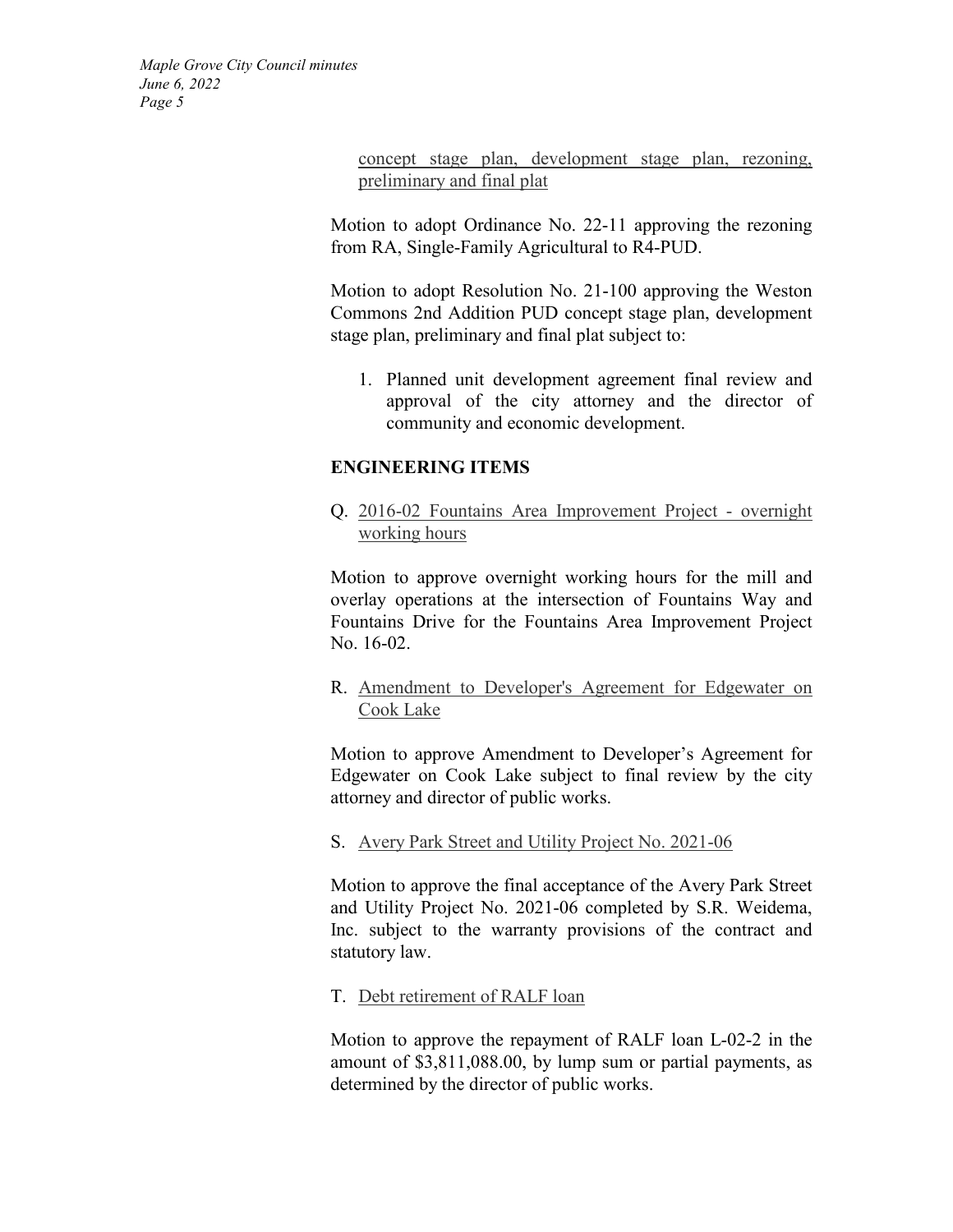concept stage plan, development stage plan, rezoning, preliminary and final plat

Motion to adopt Ordinance No. 22-11 approving the rezoning from RA, Single-Family Agricultural to R4-PUD.

Motion to adopt Resolution No. 21-100 approving the Weston Commons 2nd Addition PUD concept stage plan, development stage plan, preliminary and final plat subject to:

1. Planned unit development agreement final review and approval of the city attorney and the director of community and economic development.

## ENGINEERING ITEMS

Q. 2016-02 Fountains Area Improvement Project - overnight working hours

Motion to approve overnight working hours for the mill and overlay operations at the intersection of Fountains Way and Fountains Drive for the Fountains Area Improvement Project No. 16-02.

R. Amendment to Developer's Agreement for Edgewater on Cook Lake

Motion to approve Amendment to Developer's Agreement for Edgewater on Cook Lake subject to final review by the city attorney and director of public works.

S. Avery Park Street and Utility Project No. 2021-06

Motion to approve the final acceptance of the Avery Park Street and Utility Project No. 2021-06 completed by S.R. Weidema, Inc. subject to the warranty provisions of the contract and statutory law.

T. Debt retirement of RALF loan

Motion to approve the repayment of RALF loan L-02-2 in the amount of $3,811,088.00, by lump sum or partial payments, as determined by the director of public works.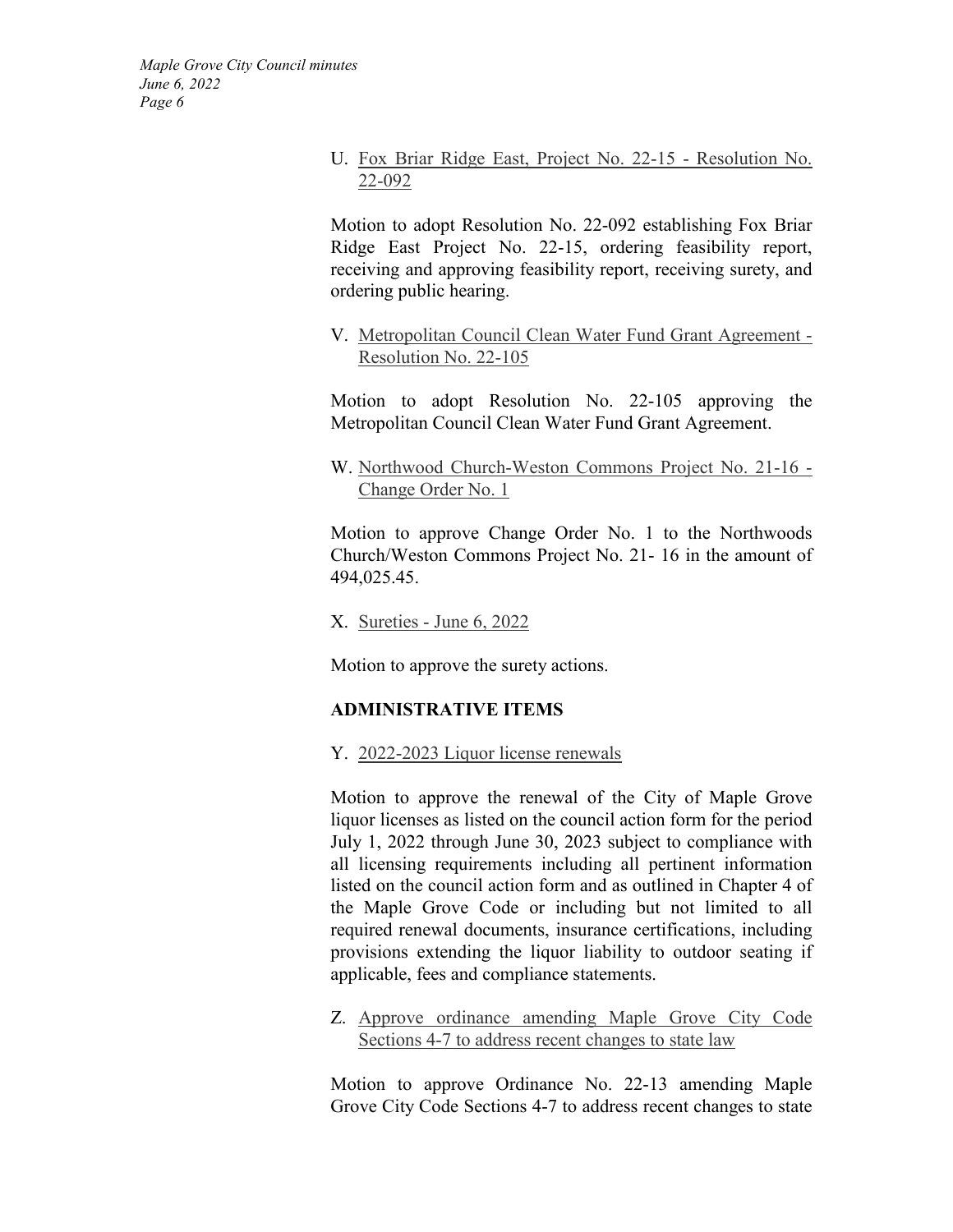U. Fox Briar Ridge East, Project No. 22-15 - Resolution No. 22-092

Motion to adopt Resolution No. 22-092 establishing Fox Briar Ridge East Project No. 22-15, ordering feasibility report, receiving and approving feasibility report, receiving surety, and ordering public hearing.

V. Metropolitan Council Clean Water Fund Grant Agreement - Resolution No. 22-105

Motion to adopt Resolution No. 22-105 approving the Metropolitan Council Clean Water Fund Grant Agreement.

W. Northwood Church-Weston Commons Project No. 21-16 - Change Order No. 1

Motion to approve Change Order No. 1 to the Northwoods Church/Weston Commons Project No. 21- 16 in the amount of 494,025.45.

X. Sureties - June 6, 2022

Motion to approve the surety actions.

**ADMINISTRATIVE ITEMS**

Y. 2022-2023 Liquor license renewals

Motion to approve the renewal of the City of Maple Grove liquor licenses as listed on the council action form for the period July 1, 2022 through June 30, 2023 subject to compliance with all licensing requirements including all pertinent information listed on the council action form and as outlined in Chapter 4 of the Maple Grove Code or including but not limited to all required renewal documents, insurance certifications, including provisions extending the liquor liability to outdoor seating if applicable, fees and compliance statements.

Z. Approve ordinance amending Maple Grove City Code Sections 4-7 to address recent changes to state law

Motion to approve Ordinance No. 22-13 amending Maple Grove City Code Sections 4-7 to address recent changes to state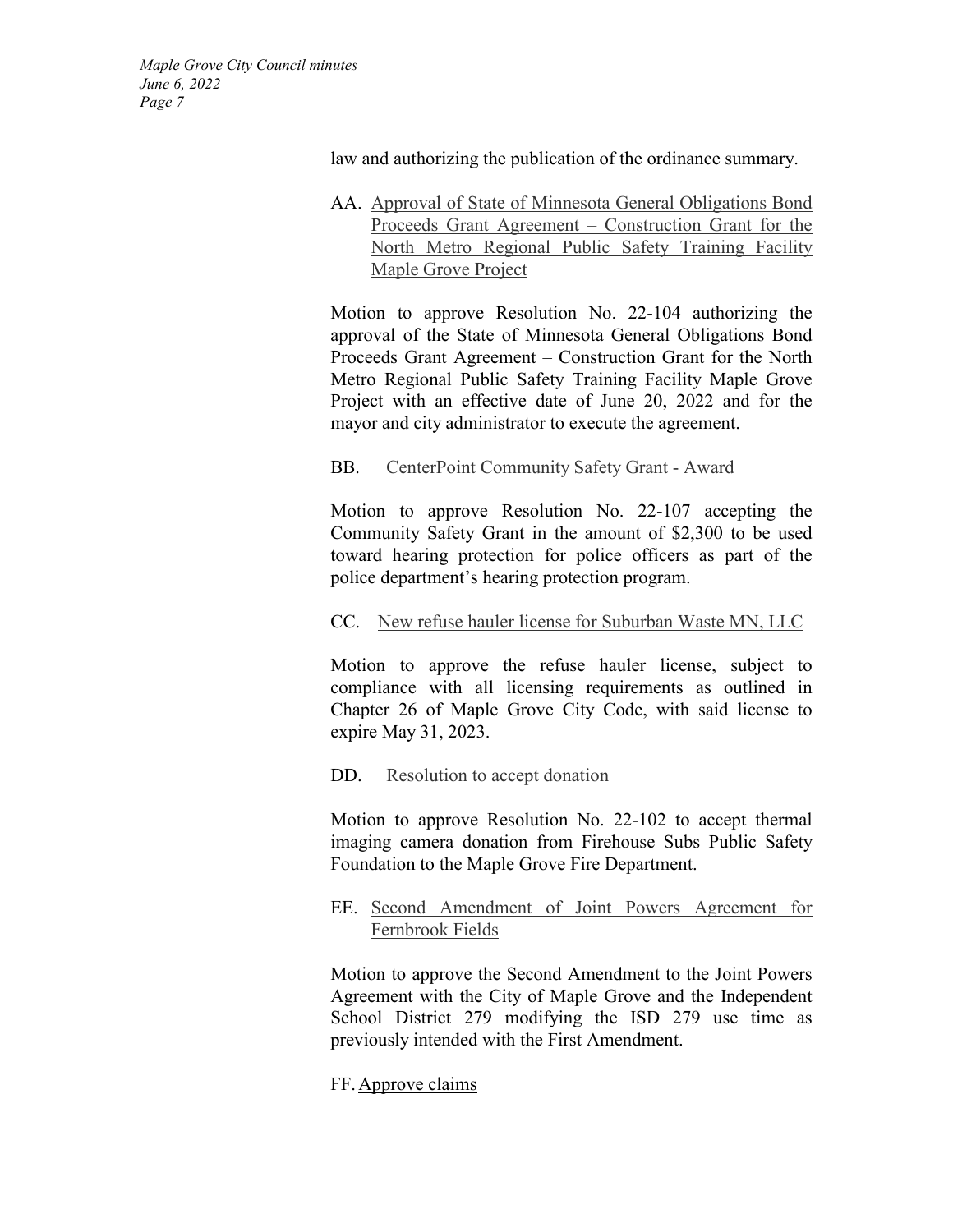law and authorizing the publication of the ordinance summary.

AA. Approval of State of Minnesota General Obligations Bond Proceeds Grant Agreement – Construction Grant for the North Metro Regional Public Safety Training Facility Maple Grove Project

Motion to approve Resolution No. 22-104 authorizing the approval of the State of Minnesota General Obligations Bond Proceeds Grant Agreement – Construction Grant for the North Metro Regional Public Safety Training Facility Maple Grove Project with an effective date of June 20, 2022 and for the mayor and city administrator to execute the agreement.

BB. CenterPoint Community Safety Grant - Award

Motion to approve Resolution No. 22-107 accepting the Community Safety Grant in the amount of $2,300 to be used toward hearing protection for police officers as part of the police department's hearing protection program.

CC. New refuse hauler license for Suburban Waste MN, LLC

Motion to approve the refuse hauler license, subject to compliance with all licensing requirements as outlined in Chapter 26 of Maple Grove City Code, with said license to expire May 31, 2023.

DD. Resolution to accept donation

Motion to approve Resolution No. 22-102 to accept thermal imaging camera donation from Firehouse Subs Public Safety Foundation to the Maple Grove Fire Department.

EE. Second Amendment of Joint Powers Agreement for Fernbrook Fields

Motion to approve the Second Amendment to the Joint Powers Agreement with the City of Maple Grove and the Independent School District 279 modifying the ISD 279 use time as previously intended with the First Amendment.

FF. Approve claims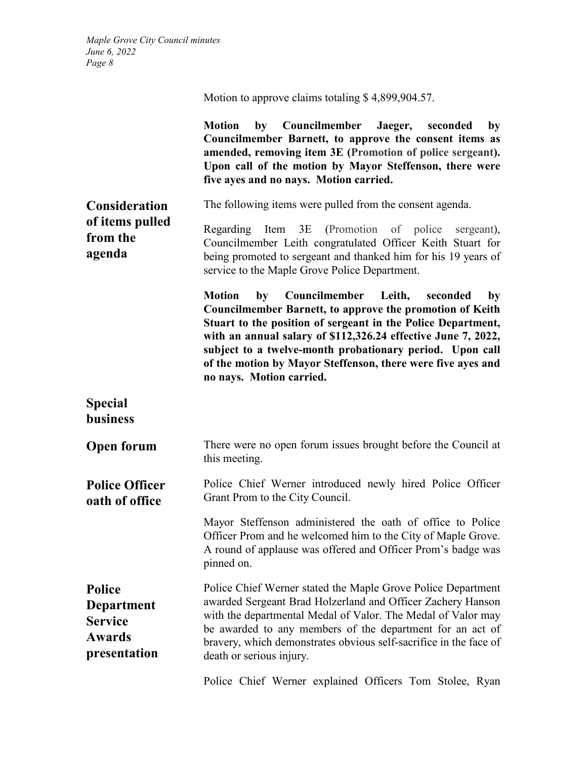Motion to approve claims totaling $ 4,899,904.57.

**Motion by Councilmember Jaeger, seconded by Councilmember Barnett, to approve the consent items as amended, removing item 3E (Promotion of police sergeant). Upon call of the motion by Mayor Steffenson, there were five ayes and no nays. Motion carried.**

## Consideration of items pulled from the agenda

The following items were pulled from the consent agenda.

Regarding Item 3E (Promotion of police sergeant), Councilmember Leith congratulated Officer Keith Stuart for being promoted to sergeant and thanked him for his 19 years of service to the Maple Grove Police Department.

**Motion by Councilmember Leith, seconded by Councilmember Barnett, to approve the promotion of Keith Stuart to the position of sergeant in the Police Department, with an annual salary of $112,326.24 effective June 7, 2022, subject to a twelve-month probationary period. Upon call of the motion by Mayor Steffenson, there were five ayes and no nays. Motion carried.**

## Special business

## Open forum

There were no open forum issues brought before the Council at this meeting.

## Police Officer oath of office

Police Chief Werner introduced newly hired Police Officer Grant Prom to the City Council.

Mayor Steffenson administered the oath of office to Police Officer Prom and he welcomed him to the City of Maple Grove. A round of applause was offered and Officer Prom's badge was pinned on.

## Police Department Service Awards presentation

Police Chief Werner stated the Maple Grove Police Department awarded Sergeant Brad Holzerland and Officer Zachery Hanson with the departmental Medal of Valor. The Medal of Valor may be awarded to any members of the department for an act of bravery, which demonstrates obvious self-sacrifice in the face of death or serious injury.

Police Chief Werner explained Officers Tom Stolee, Ryan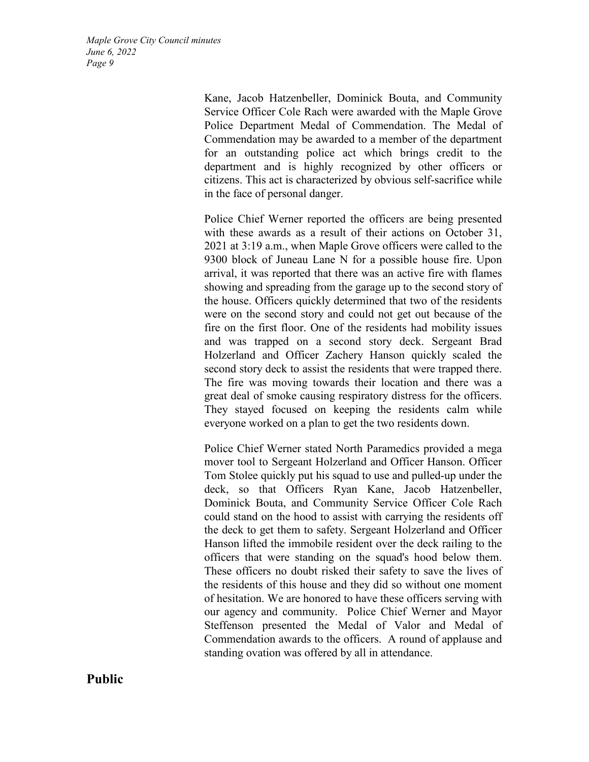Kane, Jacob Hatzenbeller, Dominick Bouta, and Community Service Officer Cole Rach were awarded with the Maple Grove Police Department Medal of Commendation. The Medal of Commendation may be awarded to a member of the department for an outstanding police act which brings credit to the department and is highly recognized by other officers or citizens. This act is characterized by obvious self-sacrifice while in the face of personal danger.

Police Chief Werner reported the officers are being presented with these awards as a result of their actions on October 31, 2021 at 3:19 a.m., when Maple Grove officers were called to the 9300 block of Juneau Lane N for a possible house fire. Upon arrival, it was reported that there was an active fire with flames showing and spreading from the garage up to the second story of the house. Officers quickly determined that two of the residents were on the second story and could not get out because of the fire on the first floor. One of the residents had mobility issues and was trapped on a second story deck. Sergeant Brad Holzerland and Officer Zachery Hanson quickly scaled the second story deck to assist the residents that were trapped there. The fire was moving towards their location and there was a great deal of smoke causing respiratory distress for the officers. They stayed focused on keeping the residents calm while everyone worked on a plan to get the two residents down.

Police Chief Werner stated North Paramedics provided a mega mover tool to Sergeant Holzerland and Officer Hanson. Officer Tom Stolee quickly put his squad to use and pulled-up under the deck, so that Officers Ryan Kane, Jacob Hatzenbeller, Dominick Bouta, and Community Service Officer Cole Rach could stand on the hood to assist with carrying the residents off the deck to get them to safety. Sergeant Holzerland and Officer Hanson lifted the immobile resident over the deck railing to the officers that were standing on the squad's hood below them. These officers no doubt risked their safety to save the lives of the residents of this house and they did so without one moment of hesitation. We are honored to have these officers serving with our agency and community. Police Chief Werner and Mayor Steffenson presented the Medal of Valor and Medal of Commendation awards to the officers. A round of applause and standing ovation was offered by all in attendance.

**Public**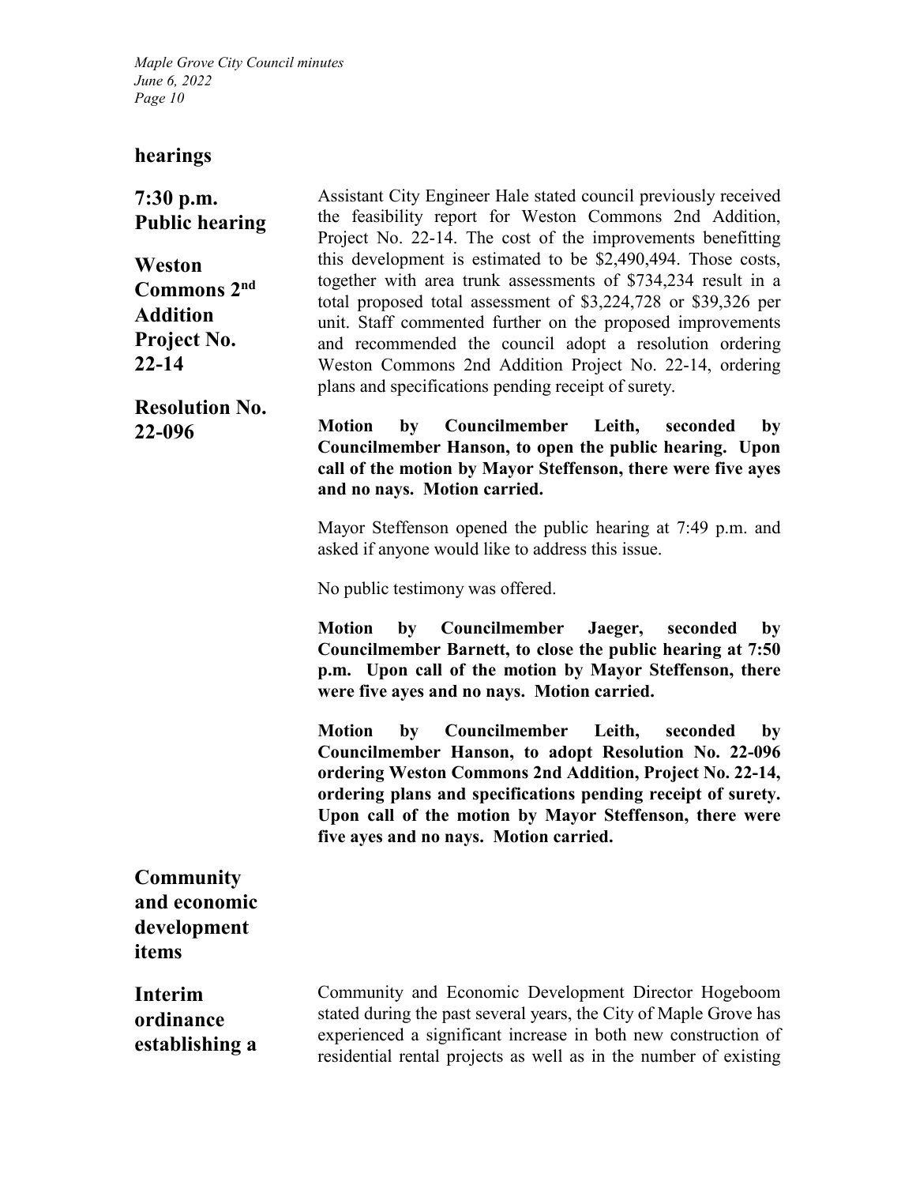## hearings

**7:30 p.m. Public hearing**

**Weston Commons 2nd Addition Project No. 22-14**

**Resolution No. 22-096**

Assistant City Engineer Hale stated council previously received the feasibility report for Weston Commons 2nd Addition, Project No. 22-14. The cost of the improvements benefitting this development is estimated to be $2,490,494. Those costs, together with area trunk assessments of $734,234 result in a total proposed total assessment of $3,224,728 or $39,326 per unit. Staff commented further on the proposed improvements and recommended the council adopt a resolution ordering Weston Commons 2nd Addition Project No. 22-14, ordering plans and specifications pending receipt of surety.

**Motion by Councilmember Leith, seconded by Councilmember Hanson, to open the public hearing. Upon call of the motion by Mayor Steffenson, there were five ayes and no nays. Motion carried.**

Mayor Steffenson opened the public hearing at 7:49 p.m. and asked if anyone would like to address this issue.

No public testimony was offered.

**Motion by Councilmember Jaeger, seconded by Councilmember Barnett, to close the public hearing at 7:50 p.m. Upon call of the motion by Mayor Steffenson, there were five ayes and no nays. Motion carried.**

**Motion by Councilmember Leith, seconded by Councilmember Hanson, to adopt Resolution No. 22-096 ordering Weston Commons 2nd Addition, Project No. 22-14, ordering plans and specifications pending receipt of surety. Upon call of the motion by Mayor Steffenson, there were five ayes and no nays. Motion carried.**

## Community and economic development items

**Interim ordinance establishing a**

Community and Economic Development Director Hogeboom stated during the past several years, the City of Maple Grove has experienced a significant increase in both new construction of residential rental projects as well as in the number of existing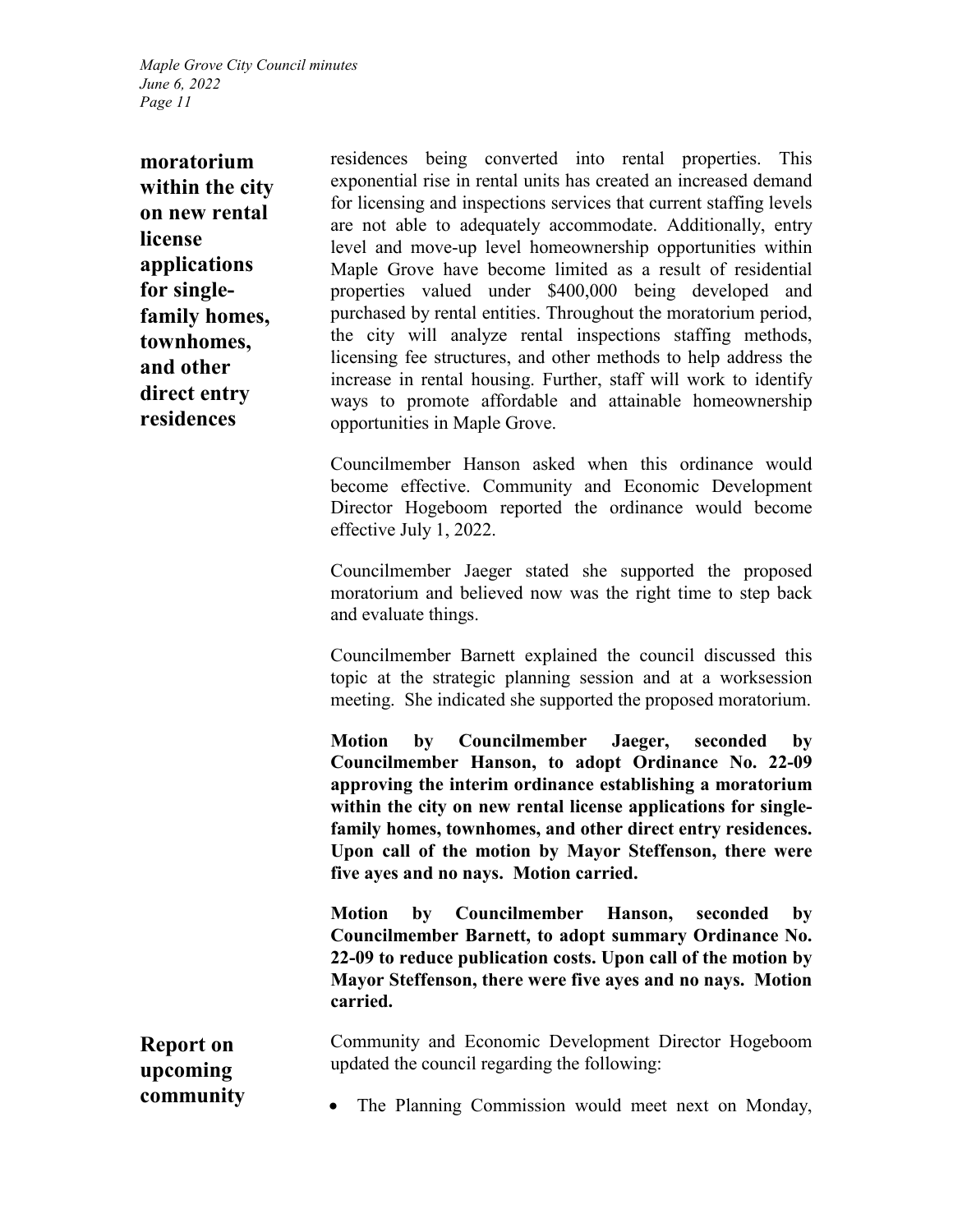**moratorium within the city on new rental license applications for single-family homes, townhomes, and other direct entry residences**

residences being converted into rental properties. This exponential rise in rental units has created an increased demand for licensing and inspections services that current staffing levels are not able to adequately accommodate. Additionally, entry level and move-up level homeownership opportunities within Maple Grove have become limited as a result of residential properties valued under $400,000 being developed and purchased by rental entities. Throughout the moratorium period, the city will analyze rental inspections staffing methods, licensing fee structures, and other methods to help address the increase in rental housing. Further, staff will work to identify ways to promote affordable and attainable homeownership opportunities in Maple Grove.

Councilmember Hanson asked when this ordinance would become effective. Community and Economic Development Director Hogeboom reported the ordinance would become effective July 1, 2022.

Councilmember Jaeger stated she supported the proposed moratorium and believed now was the right time to step back and evaluate things.

Councilmember Barnett explained the council discussed this topic at the strategic planning session and at a worksession meeting. She indicated she supported the proposed moratorium.

**Motion by Councilmember Jaeger, seconded by Councilmember Hanson, to adopt Ordinance No. 22-09 approving the interim ordinance establishing a moratorium within the city on new rental license applications for single-family homes, townhomes, and other direct entry residences. Upon call of the motion by Mayor Steffenson, there were five ayes and no nays. Motion carried.**

**Motion by Councilmember Hanson, seconded by Councilmember Barnett, to adopt summary Ordinance No. 22-09 to reduce publication costs. Upon call of the motion by Mayor Steffenson, there were five ayes and no nays. Motion carried.**

**Report on upcoming community**

Community and Economic Development Director Hogeboom updated the council regarding the following:

- The Planning Commission would meet next on Monday,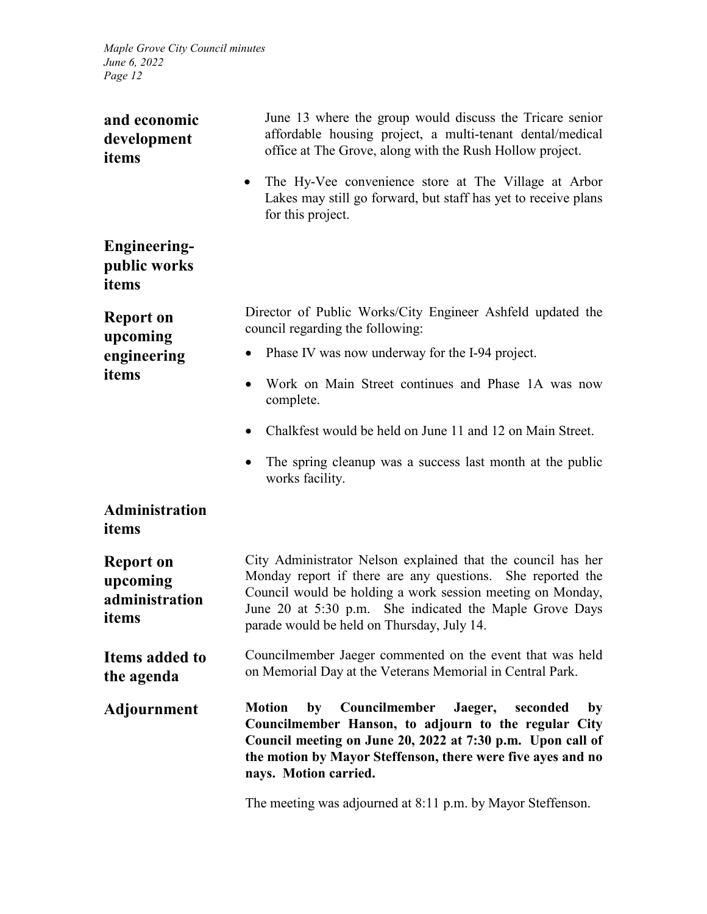**and economic development items**

June 13 where the group would discuss the Tricare senior affordable housing project, a multi-tenant dental/medical office at The Grove, along with the Rush Hollow project.

- The Hy-Vee convenience store at The Village at Arbor Lakes may still go forward, but staff has yet to receive plans for this project.

## Engineering-public works items

### Report on upcoming engineering items

Director of Public Works/City Engineer Ashfeld updated the council regarding the following:

- Phase IV was now underway for the I-94 project.
- Work on Main Street continues and Phase 1A was now complete.
- Chalkfest would be held on June 11 and 12 on Main Street.
- The spring cleanup was a success last month at the public works facility.

## Administration items

### Report on upcoming administration items

City Administrator Nelson explained that the council has her Monday report if there are any questions. She reported the Council would be holding a work session meeting on Monday, June 20 at 5:30 p.m. She indicated the Maple Grove Days parade would be held on Thursday, July 14.

### Items added to the agenda

Councilmember Jaeger commented on the event that was held on Memorial Day at the Veterans Memorial in Central Park.

### Adjournment

**Motion by Councilmember Jaeger, seconded by Councilmember Hanson, to adjourn to the regular City Council meeting on June 20, 2022 at 7:30 p.m. Upon call of the motion by Mayor Steffenson, there were five ayes and no nays. Motion carried.**

The meeting was adjourned at 8:11 p.m. by Mayor Steffenson.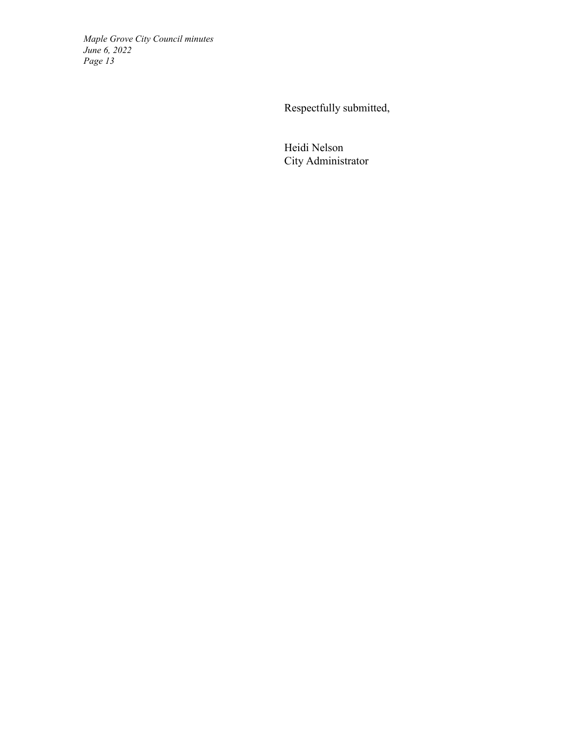Respectfully submitted,

Heidi Nelson
City Administrator